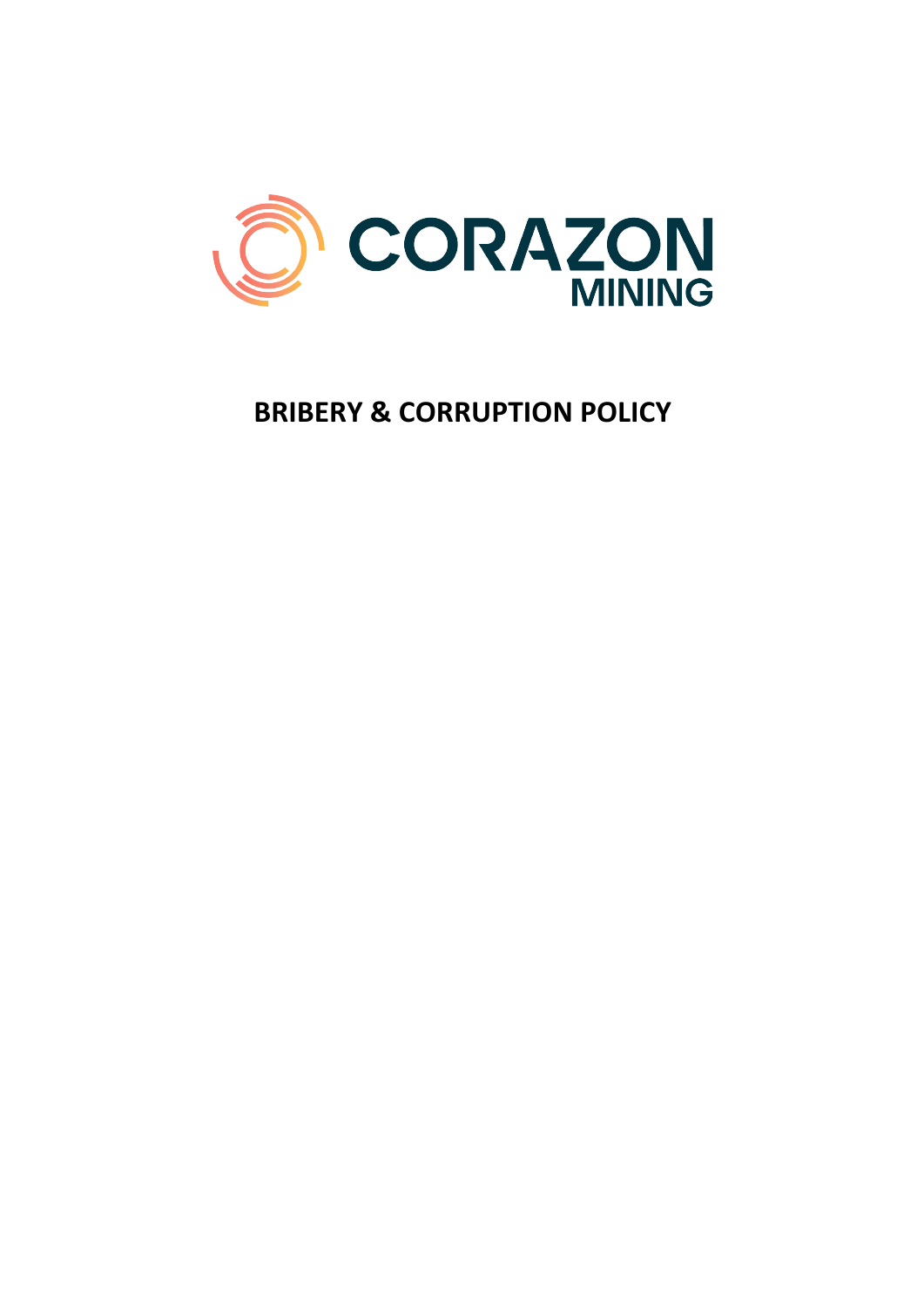CORAZON MINING

# BRIBERY & CORRUPTION POLICY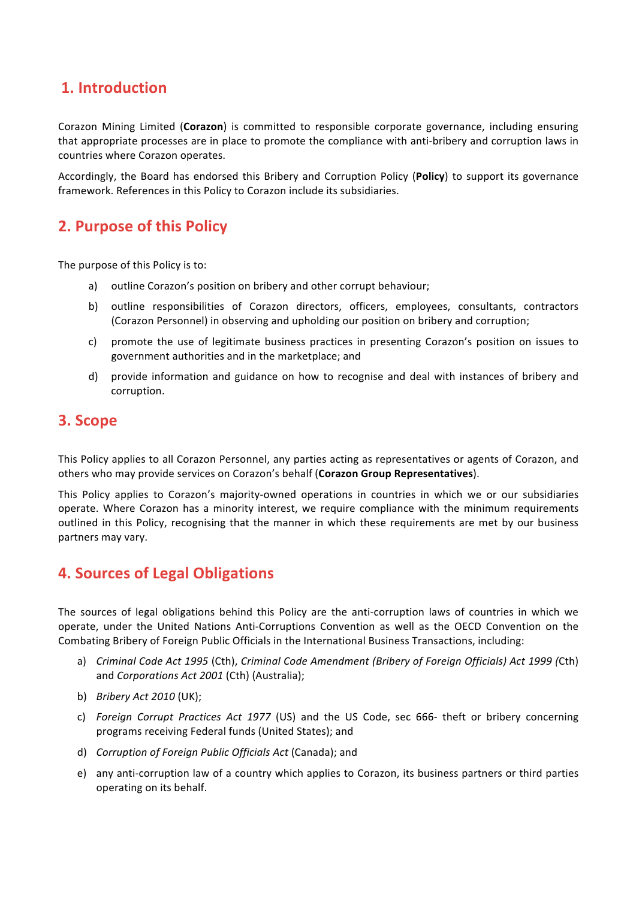## 1. Introduction

Corazon Mining Limited (**Corazon**) is committed to responsible corporate governance, including ensuring that appropriate processes are in place to promote the compliance with anti-bribery and corruption laws in countries where Corazon operates.

Accordingly, the Board has endorsed this Bribery and Corruption Policy (**Policy**) to support its governance framework. References in this Policy to Corazon include its subsidiaries.

## 2. Purpose of this Policy

The purpose of this Policy is to:

a) outline Corazon's position on bribery and other corrupt behaviour;

b) outline responsibilities of Corazon directors, officers, employees, consultants, contractors (Corazon Personnel) in observing and upholding our position on bribery and corruption;

c) promote the use of legitimate business practices in presenting Corazon's position on issues to government authorities and in the marketplace; and

d) provide information and guidance on how to recognise and deal with instances of bribery and corruption.

## 3. Scope

This Policy applies to all Corazon Personnel, any parties acting as representatives or agents of Corazon, and others who may provide services on Corazon's behalf (**Corazon Group Representatives**).

This Policy applies to Corazon's majority-owned operations in countries in which we or our subsidiaries operate. Where Corazon has a minority interest, we require compliance with the minimum requirements outlined in this Policy, recognising that the manner in which these requirements are met by our business partners may vary.

## 4. Sources of Legal Obligations

The sources of legal obligations behind this Policy are the anti-corruption laws of countries in which we operate, under the United Nations Anti-Corruptions Convention as well as the OECD Convention on the Combating Bribery of Foreign Public Officials in the International Business Transactions, including:

a) *Criminal Code Act 1995* (Cth), *Criminal Code Amendment (Bribery of Foreign Officials) Act 1999 (*Cth) and *Corporations Act 2001* (Cth) (Australia);

b) *Bribery Act 2010* (UK);

c) *Foreign Corrupt Practices Act 1977* (US) and the US Code, sec 666- theft or bribery concerning programs receiving Federal funds (United States); and

d) *Corruption of Foreign Public Officials Act* (Canada); and

e) any anti-corruption law of a country which applies to Corazon, its business partners or third parties operating on its behalf.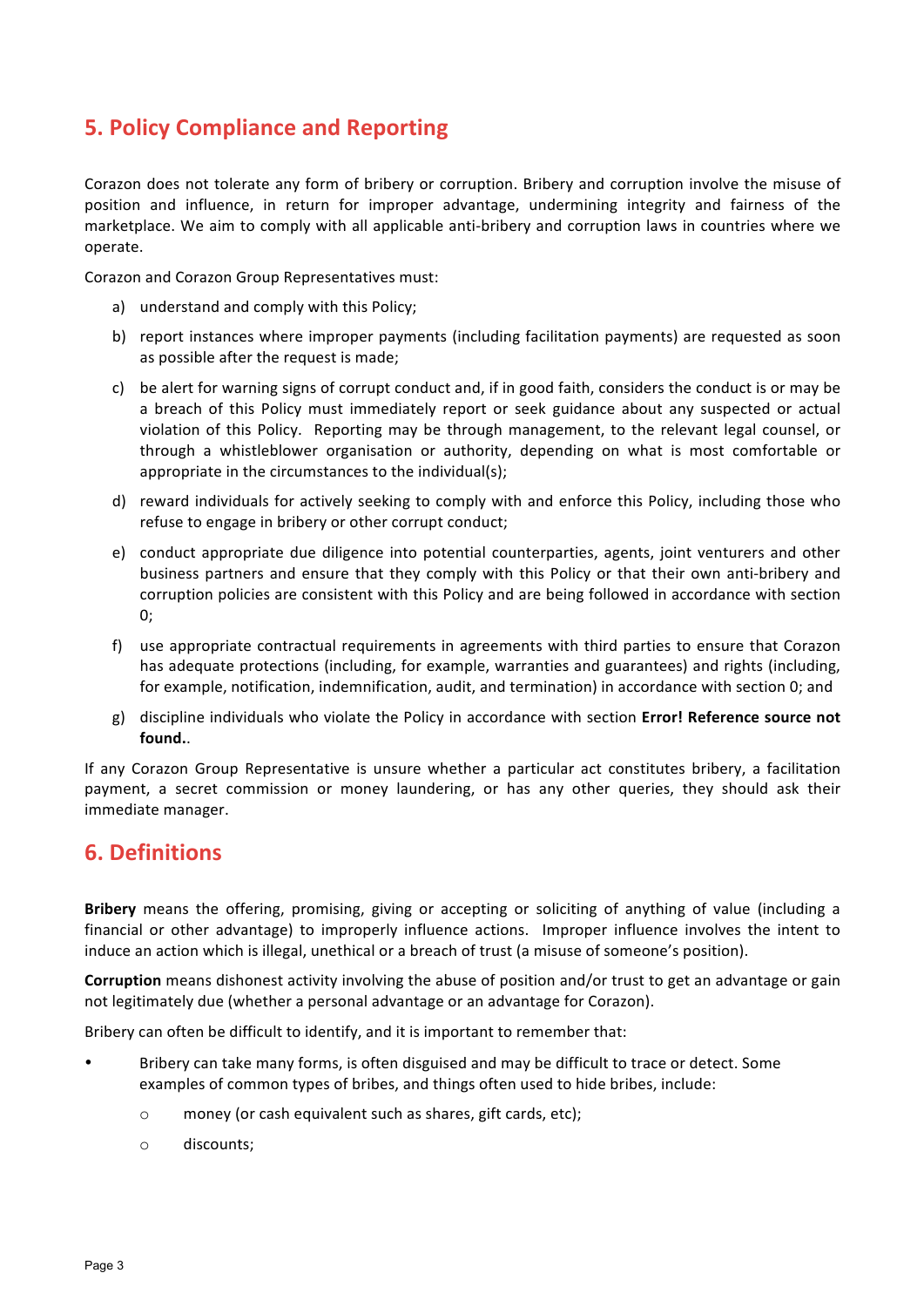## 5. Policy Compliance and Reporting

Corazon does not tolerate any form of bribery or corruption. Bribery and corruption involve the misuse of position and influence, in return for improper advantage, undermining integrity and fairness of the marketplace. We aim to comply with all applicable anti-bribery and corruption laws in countries where we operate.

Corazon and Corazon Group Representatives must:

a) understand and comply with this Policy;

b) report instances where improper payments (including facilitation payments) are requested as soon as possible after the request is made;

c) be alert for warning signs of corrupt conduct and, if in good faith, considers the conduct is or may be a breach of this Policy must immediately report or seek guidance about any suspected or actual violation of this Policy. Reporting may be through management, to the relevant legal counsel, or through a whistleblower organisation or authority, depending on what is most comfortable or appropriate in the circumstances to the individual(s);

d) reward individuals for actively seeking to comply with and enforce this Policy, including those who refuse to engage in bribery or other corrupt conduct;

e) conduct appropriate due diligence into potential counterparties, agents, joint venturers and other business partners and ensure that they comply with this Policy or that their own anti-bribery and corruption policies are consistent with this Policy and are being followed in accordance with section 0;

f) use appropriate contractual requirements in agreements with third parties to ensure that Corazon has adequate protections (including, for example, warranties and guarantees) and rights (including, for example, notification, indemnification, audit, and termination) in accordance with section 0; and

g) discipline individuals who violate the Policy in accordance with section **Error! Reference source not found.**.

If any Corazon Group Representative is unsure whether a particular act constitutes bribery, a facilitation payment, a secret commission or money laundering, or has any other queries, they should ask their immediate manager.

## 6. Definitions

**Bribery** means the offering, promising, giving or accepting or soliciting of anything of value (including a financial or other advantage) to improperly influence actions. Improper influence involves the intent to induce an action which is illegal, unethical or a breach of trust (a misuse of someone's position).

**Corruption** means dishonest activity involving the abuse of position and/or trust to get an advantage or gain not legitimately due (whether a personal advantage or an advantage for Corazon).

Bribery can often be difficult to identify, and it is important to remember that:

- Bribery can take many forms, is often disguised and may be difficult to trace or detect. Some examples of common types of bribes, and things often used to hide bribes, include:
  - money (or cash equivalent such as shares, gift cards, etc);
  - discounts;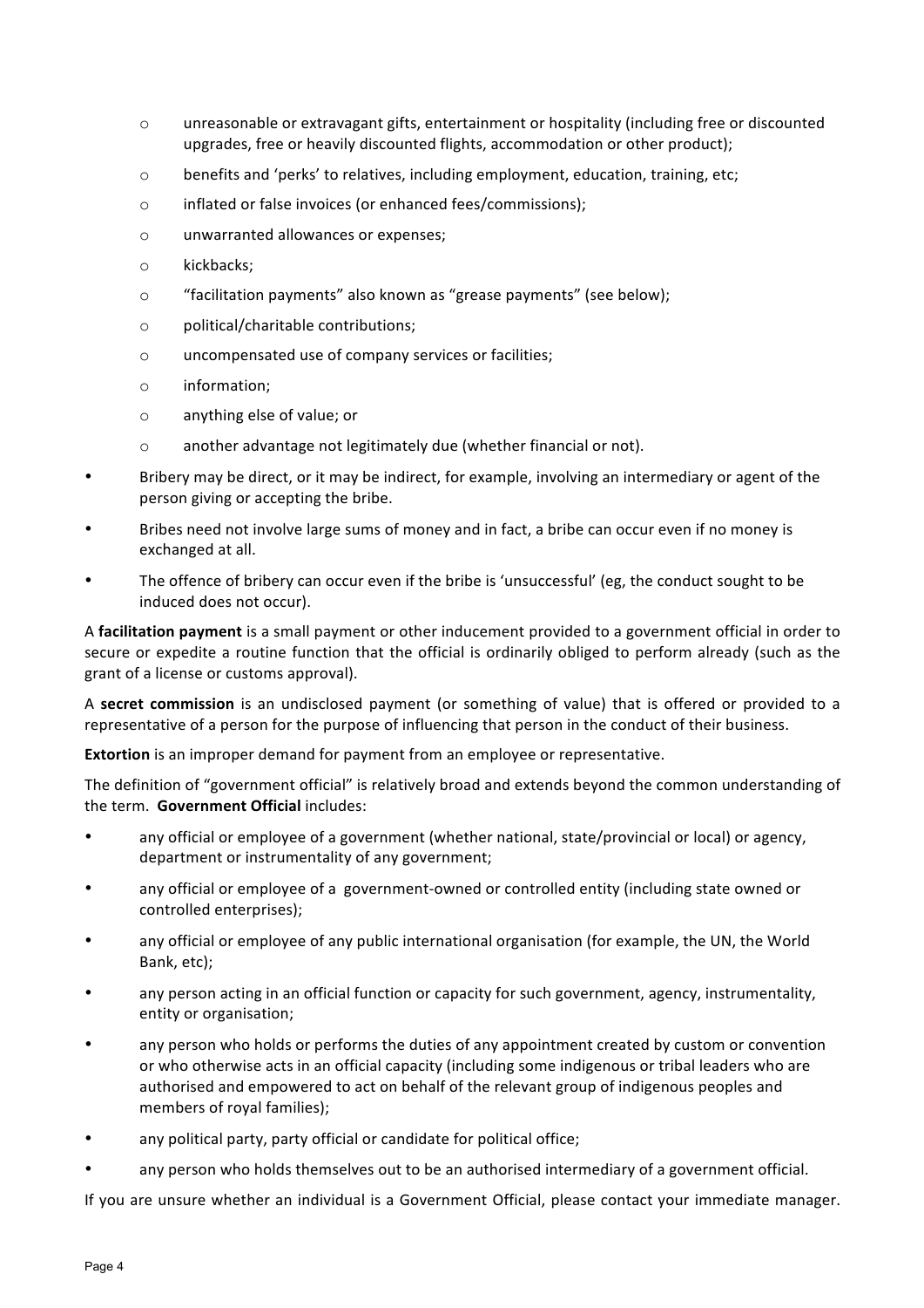- unreasonable or extravagant gifts, entertainment or hospitality (including free or discounted upgrades, free or heavily discounted flights, accommodation or other product);
  - benefits and 'perks' to relatives, including employment, education, training, etc;
  - inflated or false invoices (or enhanced fees/commissions);
  - unwarranted allowances or expenses;
  - kickbacks;
  - "facilitation payments" also known as "grease payments" (see below);
  - political/charitable contributions;
  - uncompensated use of company services or facilities;
  - information;
  - anything else of value; or
  - another advantage not legitimately due (whether financial or not).
- Bribery may be direct, or it may be indirect, for example, involving an intermediary or agent of the person giving or accepting the bribe.
- Bribes need not involve large sums of money and in fact, a bribe can occur even if no money is exchanged at all.
- The offence of bribery can occur even if the bribe is 'unsuccessful' (eg, the conduct sought to be induced does not occur).

A **facilitation payment** is a small payment or other inducement provided to a government official in order to secure or expedite a routine function that the official is ordinarily obliged to perform already (such as the grant of a license or customs approval).

A **secret commission** is an undisclosed payment (or something of value) that is offered or provided to a representative of a person for the purpose of influencing that person in the conduct of their business.

**Extortion** is an improper demand for payment from an employee or representative.

The definition of "government official" is relatively broad and extends beyond the common understanding of the term. **Government Official** includes:

- any official or employee of a government (whether national, state/provincial or local) or agency, department or instrumentality of any government;
- any official or employee of a government-owned or controlled entity (including state owned or controlled enterprises);
- any official or employee of any public international organisation (for example, the UN, the World Bank, etc);
- any person acting in an official function or capacity for such government, agency, instrumentality, entity or organisation;
- any person who holds or performs the duties of any appointment created by custom or convention or who otherwise acts in an official capacity (including some indigenous or tribal leaders who are authorised and empowered to act on behalf of the relevant group of indigenous peoples and members of royal families);
- any political party, party official or candidate for political office;
- any person who holds themselves out to be an authorised intermediary of a government official.

If you are unsure whether an individual is a Government Official, please contact your immediate manager.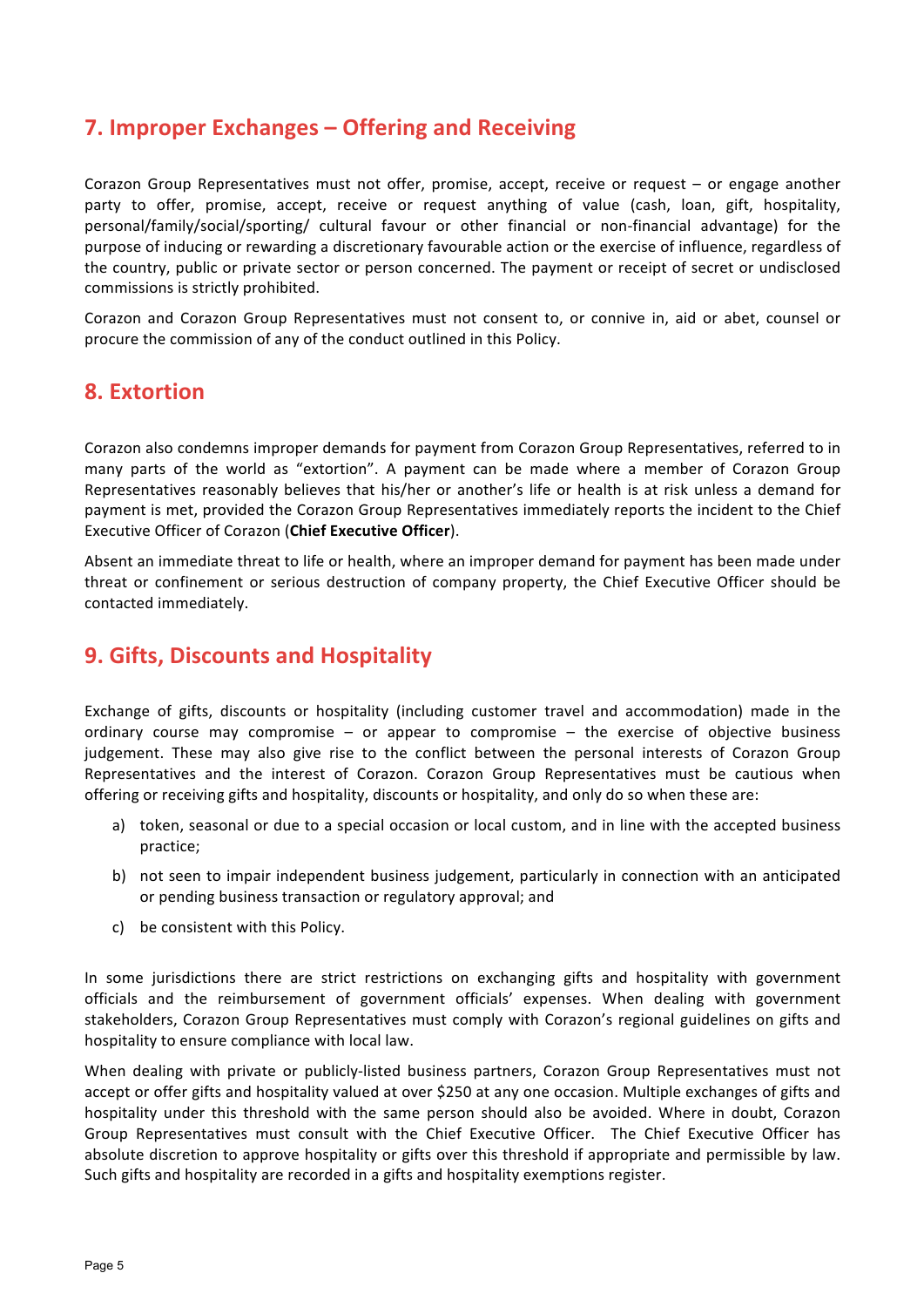## 7. Improper Exchanges – Offering and Receiving

Corazon Group Representatives must not offer, promise, accept, receive or request – or engage another party to offer, promise, accept, receive or request anything of value (cash, loan, gift, hospitality, personal/family/social/sporting/ cultural favour or other financial or non-financial advantage) for the purpose of inducing or rewarding a discretionary favourable action or the exercise of influence, regardless of the country, public or private sector or person concerned. The payment or receipt of secret or undisclosed commissions is strictly prohibited.

Corazon and Corazon Group Representatives must not consent to, or connive in, aid or abet, counsel or procure the commission of any of the conduct outlined in this Policy.

## 8. Extortion

Corazon also condemns improper demands for payment from Corazon Group Representatives, referred to in many parts of the world as "extortion". A payment can be made where a member of Corazon Group Representatives reasonably believes that his/her or another's life or health is at risk unless a demand for payment is met, provided the Corazon Group Representatives immediately reports the incident to the Chief Executive Officer of Corazon (**Chief Executive Officer**).

Absent an immediate threat to life or health, where an improper demand for payment has been made under threat or confinement or serious destruction of company property, the Chief Executive Officer should be contacted immediately.

## 9. Gifts, Discounts and Hospitality

Exchange of gifts, discounts or hospitality (including customer travel and accommodation) made in the ordinary course may compromise – or appear to compromise – the exercise of objective business judgement. These may also give rise to the conflict between the personal interests of Corazon Group Representatives and the interest of Corazon. Corazon Group Representatives must be cautious when offering or receiving gifts and hospitality, discounts or hospitality, and only do so when these are:

a) token, seasonal or due to a special occasion or local custom, and in line with the accepted business practice;

b) not seen to impair independent business judgement, particularly in connection with an anticipated or pending business transaction or regulatory approval; and

c) be consistent with this Policy.

In some jurisdictions there are strict restrictions on exchanging gifts and hospitality with government officials and the reimbursement of government officials' expenses. When dealing with government stakeholders, Corazon Group Representatives must comply with Corazon's regional guidelines on gifts and hospitality to ensure compliance with local law.

When dealing with private or publicly-listed business partners, Corazon Group Representatives must not accept or offer gifts and hospitality valued at over $250 at any one occasion. Multiple exchanges of gifts and hospitality under this threshold with the same person should also be avoided. Where in doubt, Corazon Group Representatives must consult with the Chief Executive Officer. The Chief Executive Officer has absolute discretion to approve hospitality or gifts over this threshold if appropriate and permissible by law. Such gifts and hospitality are recorded in a gifts and hospitality exemptions register.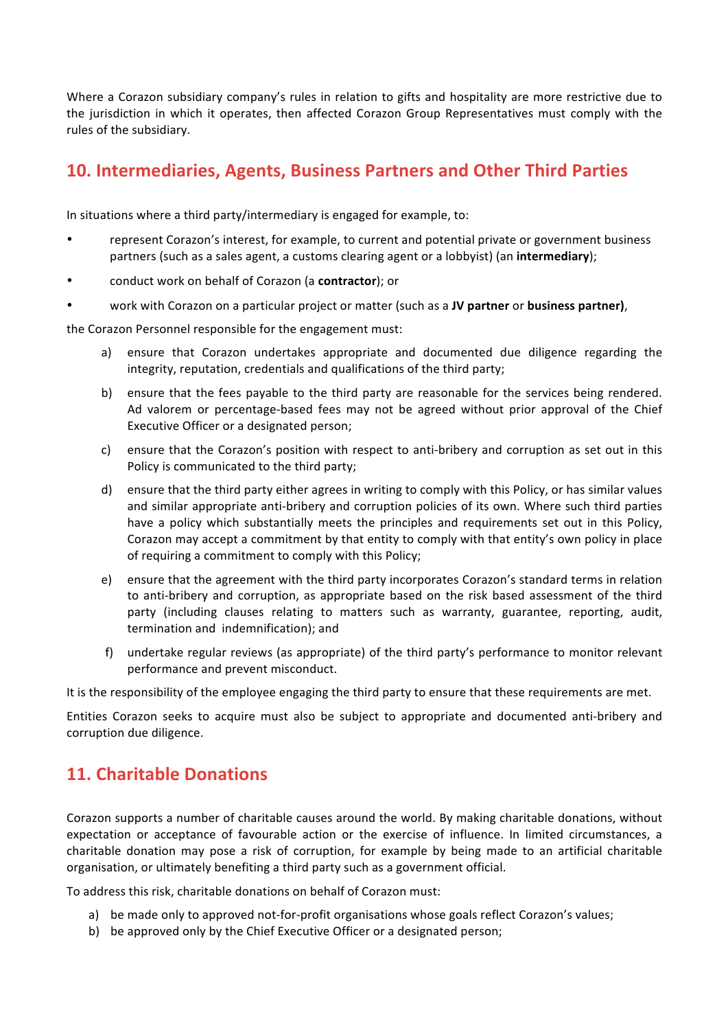Where a Corazon subsidiary company's rules in relation to gifts and hospitality are more restrictive due to the jurisdiction in which it operates, then affected Corazon Group Representatives must comply with the rules of the subsidiary.

## 10. Intermediaries, Agents, Business Partners and Other Third Parties

In situations where a third party/intermediary is engaged for example, to:

- represent Corazon's interest, for example, to current and potential private or government business partners (such as a sales agent, a customs clearing agent or a lobbyist) (an **intermediary**);
- conduct work on behalf of Corazon (a **contractor**); or
- work with Corazon on a particular project or matter (such as a **JV partner** or **business partner)**,

the Corazon Personnel responsible for the engagement must:

a) ensure that Corazon undertakes appropriate and documented due diligence regarding the integrity, reputation, credentials and qualifications of the third party;

b) ensure that the fees payable to the third party are reasonable for the services being rendered. Ad valorem or percentage-based fees may not be agreed without prior approval of the Chief Executive Officer or a designated person;

c) ensure that the Corazon's position with respect to anti-bribery and corruption as set out in this Policy is communicated to the third party;

d) ensure that the third party either agrees in writing to comply with this Policy, or has similar values and similar appropriate anti-bribery and corruption policies of its own. Where such third parties have a policy which substantially meets the principles and requirements set out in this Policy, Corazon may accept a commitment by that entity to comply with that entity's own policy in place of requiring a commitment to comply with this Policy;

e) ensure that the agreement with the third party incorporates Corazon's standard terms in relation to anti-bribery and corruption, as appropriate based on the risk based assessment of the third party (including clauses relating to matters such as warranty, guarantee, reporting, audit, termination and indemnification); and

f) undertake regular reviews (as appropriate) of the third party's performance to monitor relevant performance and prevent misconduct.

It is the responsibility of the employee engaging the third party to ensure that these requirements are met.

Entities Corazon seeks to acquire must also be subject to appropriate and documented anti-bribery and corruption due diligence.

## 11. Charitable Donations

Corazon supports a number of charitable causes around the world. By making charitable donations, without expectation or acceptance of favourable action or the exercise of influence. In limited circumstances, a charitable donation may pose a risk of corruption, for example by being made to an artificial charitable organisation, or ultimately benefiting a third party such as a government official.

To address this risk, charitable donations on behalf of Corazon must:

a) be made only to approved not-for-profit organisations whose goals reflect Corazon's values;
b) be approved only by the Chief Executive Officer or a designated person;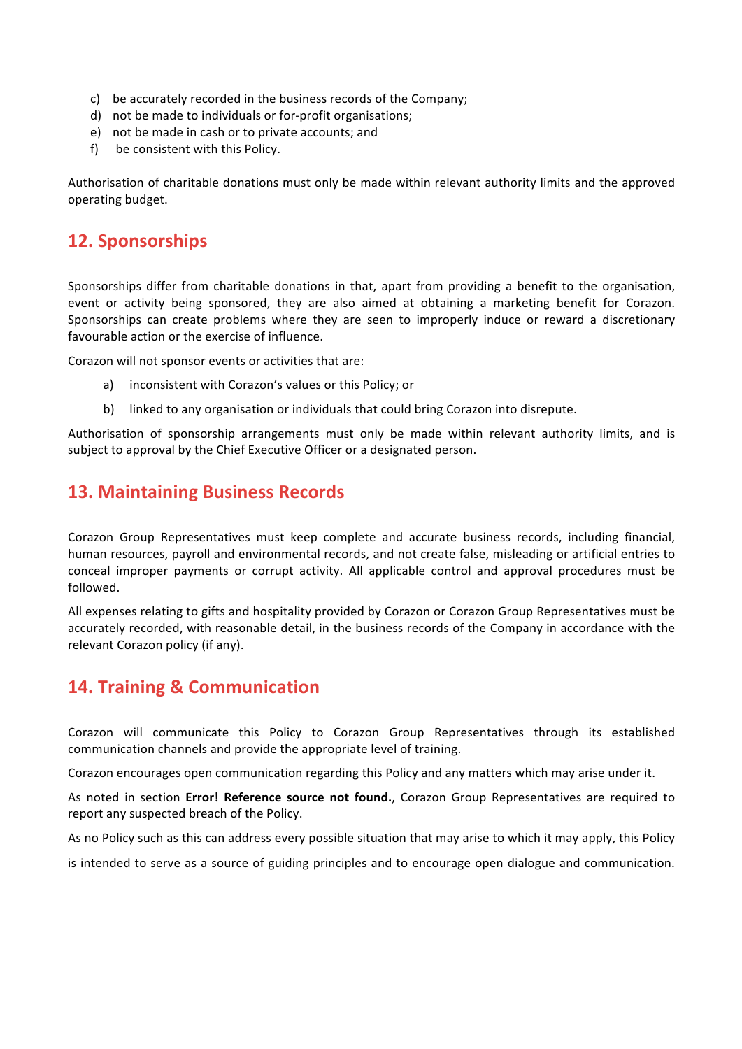c) be accurately recorded in the business records of the Company;
d) not be made to individuals or for-profit organisations;
e) not be made in cash or to private accounts; and
f) be consistent with this Policy.

Authorisation of charitable donations must only be made within relevant authority limits and the approved operating budget.

## 12. Sponsorships

Sponsorships differ from charitable donations in that, apart from providing a benefit to the organisation, event or activity being sponsored, they are also aimed at obtaining a marketing benefit for Corazon. Sponsorships can create problems where they are seen to improperly induce or reward a discretionary favourable action or the exercise of influence.

Corazon will not sponsor events or activities that are:

a) inconsistent with Corazon's values or this Policy; or
b) linked to any organisation or individuals that could bring Corazon into disrepute.

Authorisation of sponsorship arrangements must only be made within relevant authority limits, and is subject to approval by the Chief Executive Officer or a designated person.

## 13. Maintaining Business Records

Corazon Group Representatives must keep complete and accurate business records, including financial, human resources, payroll and environmental records, and not create false, misleading or artificial entries to conceal improper payments or corrupt activity. All applicable control and approval procedures must be followed.

All expenses relating to gifts and hospitality provided by Corazon or Corazon Group Representatives must be accurately recorded, with reasonable detail, in the business records of the Company in accordance with the relevant Corazon policy (if any).

## 14. Training & Communication

Corazon will communicate this Policy to Corazon Group Representatives through its established communication channels and provide the appropriate level of training.

Corazon encourages open communication regarding this Policy and any matters which may arise under it.

As noted in section **Error! Reference source not found.**, Corazon Group Representatives are required to report any suspected breach of the Policy.

As no Policy such as this can address every possible situation that may arise to which it may apply, this Policy is intended to serve as a source of guiding principles and to encourage open dialogue and communication.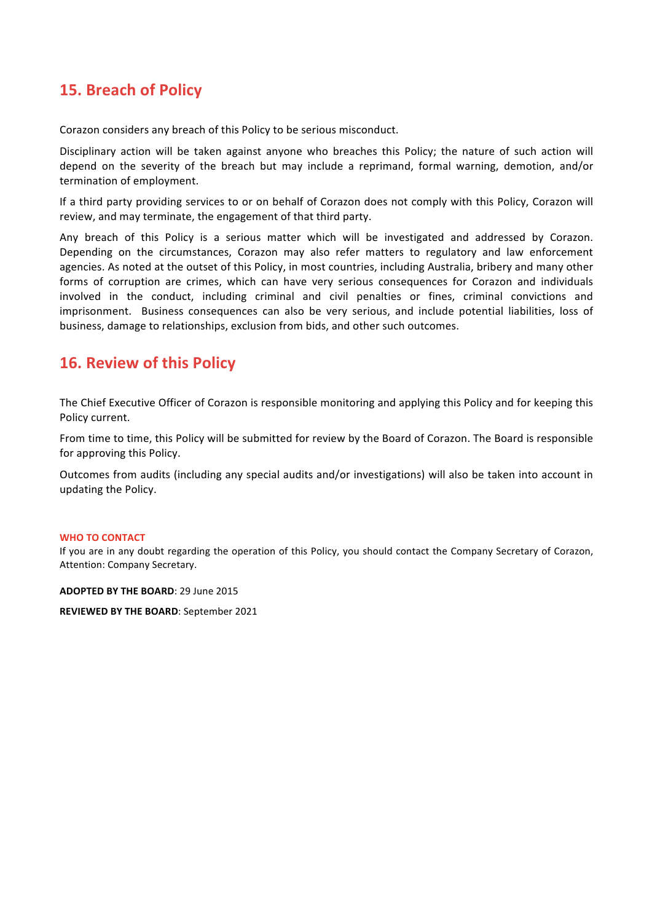## 15. Breach of Policy

Corazon considers any breach of this Policy to be serious misconduct.

Disciplinary action will be taken against anyone who breaches this Policy; the nature of such action will depend on the severity of the breach but may include a reprimand, formal warning, demotion, and/or termination of employment.

If a third party providing services to or on behalf of Corazon does not comply with this Policy, Corazon will review, and may terminate, the engagement of that third party.

Any breach of this Policy is a serious matter which will be investigated and addressed by Corazon. Depending on the circumstances, Corazon may also refer matters to regulatory and law enforcement agencies. As noted at the outset of this Policy, in most countries, including Australia, bribery and many other forms of corruption are crimes, which can have very serious consequences for Corazon and individuals involved in the conduct, including criminal and civil penalties or fines, criminal convictions and imprisonment. Business consequences can also be very serious, and include potential liabilities, loss of business, damage to relationships, exclusion from bids, and other such outcomes.

## 16. Review of this Policy

The Chief Executive Officer of Corazon is responsible monitoring and applying this Policy and for keeping this Policy current.

From time to time, this Policy will be submitted for review by the Board of Corazon. The Board is responsible for approving this Policy.

Outcomes from audits (including any special audits and/or investigations) will also be taken into account in updating the Policy.

**WHO TO CONTACT**

If you are in any doubt regarding the operation of this Policy, you should contact the Company Secretary of Corazon, Attention: Company Secretary.

**ADOPTED BY THE BOARD**: 29 June 2015

**REVIEWED BY THE BOARD**: September 2021